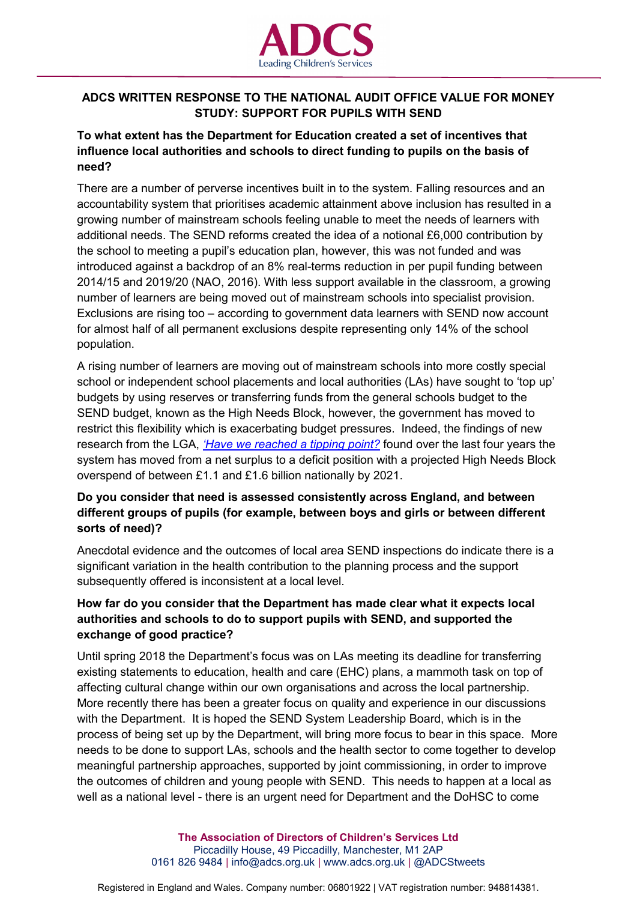ADCS
Leading Children's Services

## ADCS WRITTEN RESPONSE TO THE NATIONAL AUDIT OFFICE VALUE FOR MONEY STUDY: SUPPORT FOR PUPILS WITH SEND

**To what extent has the Department for Education created a set of incentives that influence local authorities and schools to direct funding to pupils on the basis of need?**

There are a number of perverse incentives built in to the system. Falling resources and an accountability system that prioritises academic attainment above inclusion has resulted in a growing number of mainstream schools feeling unable to meet the needs of learners with additional needs. The SEND reforms created the idea of a notional £6,000 contribution by the school to meeting a pupil's education plan, however, this was not funded and was introduced against a backdrop of an 8% real-terms reduction in per pupil funding between 2014/15 and 2019/20 (NAO, 2016). With less support available in the classroom, a growing number of learners are being moved out of mainstream schools into specialist provision. Exclusions are rising too – according to government data learners with SEND now account for almost half of all permanent exclusions despite representing only 14% of the school population.

A rising number of learners are moving out of mainstream schools into more costly special school or independent school placements and local authorities (LAs) have sought to 'top up' budgets by using reserves or transferring funds from the general schools budget to the SEND budget, known as the High Needs Block, however, the government has moved to restrict this flexibility which is exacerbating budget pressures. Indeed, the findings of new research from the LGA, *'Have we reached a tipping point?* found over the last four years the system has moved from a net surplus to a deficit position with a projected High Needs Block overspend of between £1.1 and £1.6 billion nationally by 2021.

**Do you consider that need is assessed consistently across England, and between different groups of pupils (for example, between boys and girls or between different sorts of need)?**

Anecdotal evidence and the outcomes of local area SEND inspections do indicate there is a significant variation in the health contribution to the planning process and the support subsequently offered is inconsistent at a local level.

**How far do you consider that the Department has made clear what it expects local authorities and schools to do to support pupils with SEND, and supported the exchange of good practice?**

Until spring 2018 the Department's focus was on LAs meeting its deadline for transferring existing statements to education, health and care (EHC) plans, a mammoth task on top of affecting cultural change within our own organisations and across the local partnership. More recently there has been a greater focus on quality and experience in our discussions with the Department. It is hoped the SEND System Leadership Board, which is in the process of being set up by the Department, will bring more focus to bear in this space. More needs to be done to support LAs, schools and the health sector to come together to develop meaningful partnership approaches, supported by joint commissioning, in order to improve the outcomes of children and young people with SEND. This needs to happen at a local as well as a national level - there is an urgent need for Department and the DoHSC to come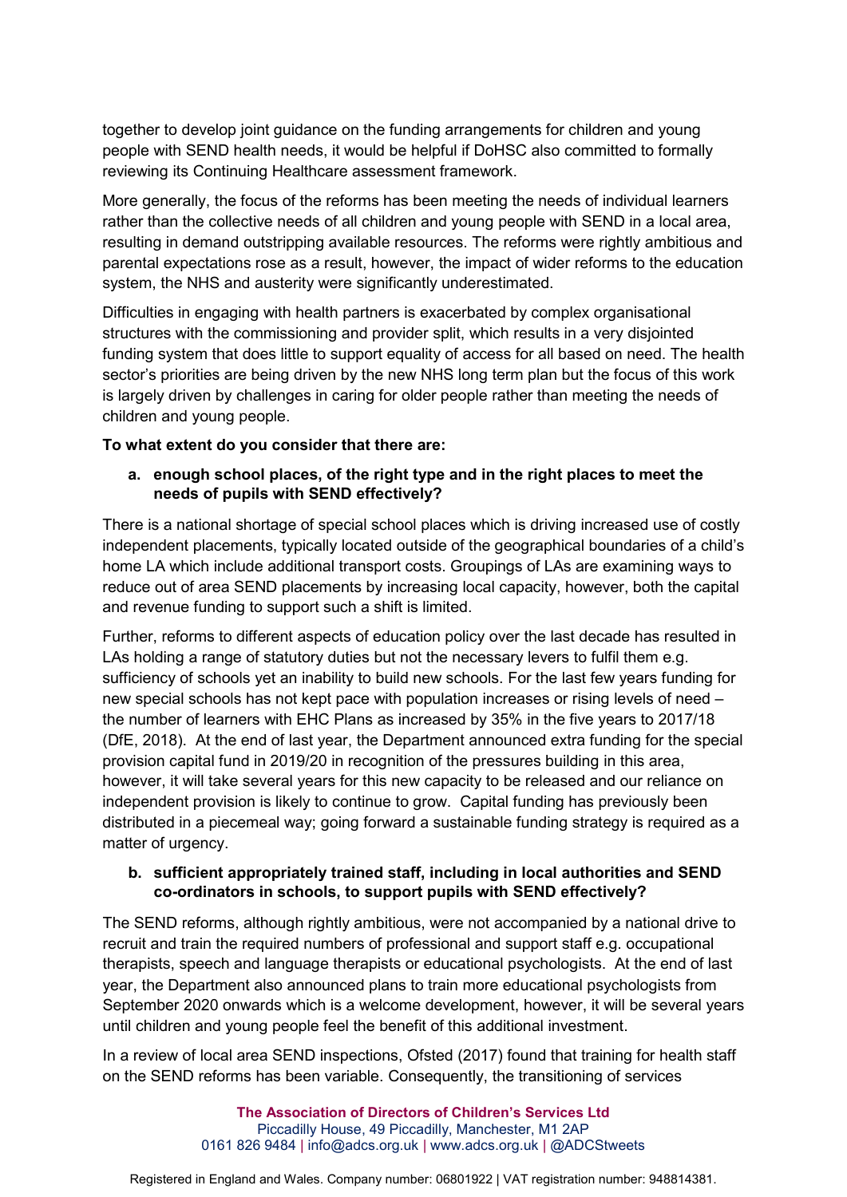together to develop joint guidance on the funding arrangements for children and young people with SEND health needs, it would be helpful if DoHSC also committed to formally reviewing its Continuing Healthcare assessment framework.

More generally, the focus of the reforms has been meeting the needs of individual learners rather than the collective needs of all children and young people with SEND in a local area, resulting in demand outstripping available resources. The reforms were rightly ambitious and parental expectations rose as a result, however, the impact of wider reforms to the education system, the NHS and austerity were significantly underestimated.

Difficulties in engaging with health partners is exacerbated by complex organisational structures with the commissioning and provider split, which results in a very disjointed funding system that does little to support equality of access for all based on need. The health sector's priorities are being driven by the new NHS long term plan but the focus of this work is largely driven by challenges in caring for older people rather than meeting the needs of children and young people.

**To what extent do you consider that there are:**

**a. enough school places, of the right type and in the right places to meet the needs of pupils with SEND effectively?**

There is a national shortage of special school places which is driving increased use of costly independent placements, typically located outside of the geographical boundaries of a child's home LA which include additional transport costs. Groupings of LAs are examining ways to reduce out of area SEND placements by increasing local capacity, however, both the capital and revenue funding to support such a shift is limited.

Further, reforms to different aspects of education policy over the last decade has resulted in LAs holding a range of statutory duties but not the necessary levers to fulfil them e.g. sufficiency of schools yet an inability to build new schools. For the last few years funding for new special schools has not kept pace with population increases or rising levels of need – the number of learners with EHC Plans as increased by 35% in the five years to 2017/18 (DfE, 2018). At the end of last year, the Department announced extra funding for the special provision capital fund in 2019/20 in recognition of the pressures building in this area, however, it will take several years for this new capacity to be released and our reliance on independent provision is likely to continue to grow. Capital funding has previously been distributed in a piecemeal way; going forward a sustainable funding strategy is required as a matter of urgency.

**b. sufficient appropriately trained staff, including in local authorities and SEND co-ordinators in schools, to support pupils with SEND effectively?**

The SEND reforms, although rightly ambitious, were not accompanied by a national drive to recruit and train the required numbers of professional and support staff e.g. occupational therapists, speech and language therapists or educational psychologists. At the end of last year, the Department also announced plans to train more educational psychologists from September 2020 onwards which is a welcome development, however, it will be several years until children and young people feel the benefit of this additional investment.

In a review of local area SEND inspections, Ofsted (2017) found that training for health staff on the SEND reforms has been variable. Consequently, the transitioning of services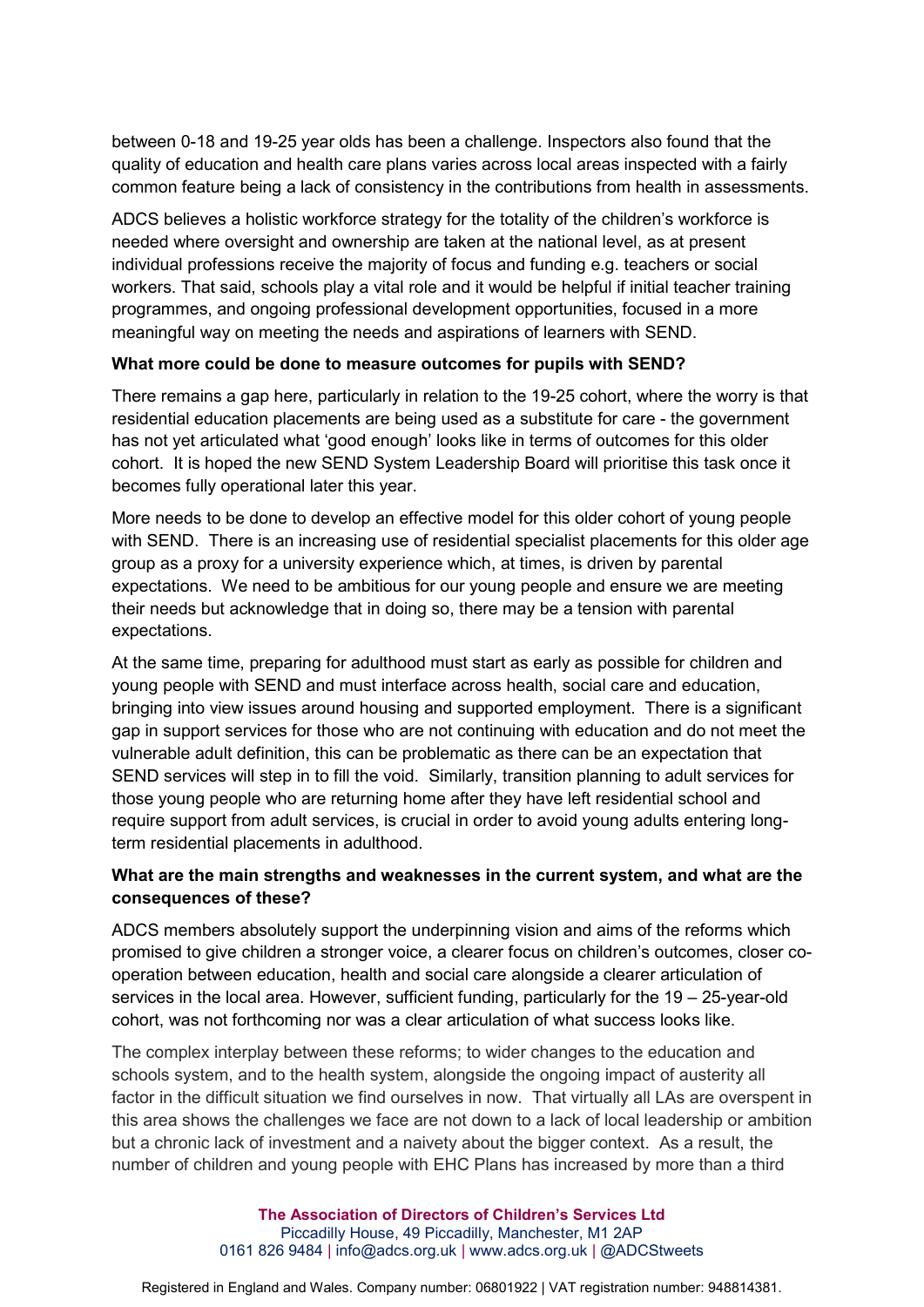between 0-18 and 19-25 year olds has been a challenge. Inspectors also found that the quality of education and health care plans varies across local areas inspected with a fairly common feature being a lack of consistency in the contributions from health in assessments.

ADCS believes a holistic workforce strategy for the totality of the children's workforce is needed where oversight and ownership are taken at the national level, as at present individual professions receive the majority of focus and funding e.g. teachers or social workers. That said, schools play a vital role and it would be helpful if initial teacher training programmes, and ongoing professional development opportunities, focused in a more meaningful way on meeting the needs and aspirations of learners with SEND.

**What more could be done to measure outcomes for pupils with SEND?**

There remains a gap here, particularly in relation to the 19-25 cohort, where the worry is that residential education placements are being used as a substitute for care - the government has not yet articulated what 'good enough' looks like in terms of outcomes for this older cohort. It is hoped the new SEND System Leadership Board will prioritise this task once it becomes fully operational later this year.

More needs to be done to develop an effective model for this older cohort of young people with SEND. There is an increasing use of residential specialist placements for this older age group as a proxy for a university experience which, at times, is driven by parental expectations. We need to be ambitious for our young people and ensure we are meeting their needs but acknowledge that in doing so, there may be a tension with parental expectations.

At the same time, preparing for adulthood must start as early as possible for children and young people with SEND and must interface across health, social care and education, bringing into view issues around housing and supported employment. There is a significant gap in support services for those who are not continuing with education and do not meet the vulnerable adult definition, this can be problematic as there can be an expectation that SEND services will step in to fill the void. Similarly, transition planning to adult services for those young people who are returning home after they have left residential school and require support from adult services, is crucial in order to avoid young adults entering long-term residential placements in adulthood.

**What are the main strengths and weaknesses in the current system, and what are the consequences of these?**

ADCS members absolutely support the underpinning vision and aims of the reforms which promised to give children a stronger voice, a clearer focus on children's outcomes, closer co-operation between education, health and social care alongside a clearer articulation of services in the local area. However, sufficient funding, particularly for the 19 – 25-year-old cohort, was not forthcoming nor was a clear articulation of what success looks like.

The complex interplay between these reforms; to wider changes to the education and schools system, and to the health system, alongside the ongoing impact of austerity all factor in the difficult situation we find ourselves in now. That virtually all LAs are overspent in this area shows the challenges we face are not down to a lack of local leadership or ambition but a chronic lack of investment and a naivety about the bigger context. As a result, the number of children and young people with EHC Plans has increased by more than a third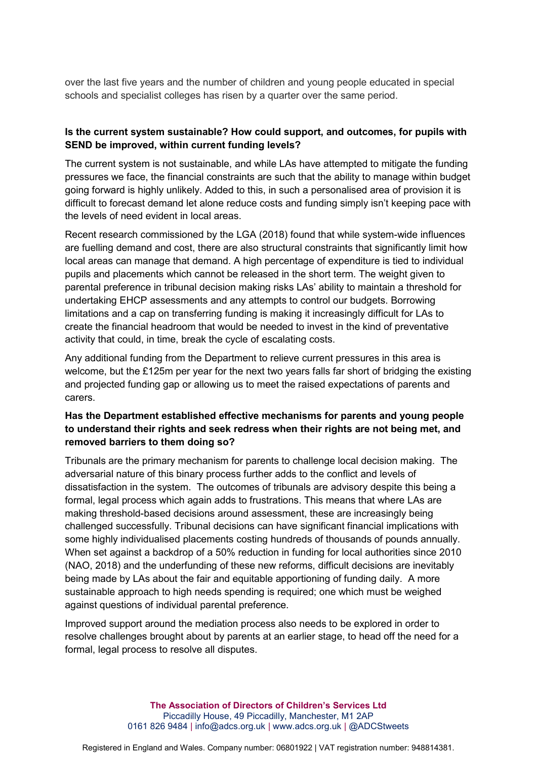over the last five years and the number of children and young people educated in special schools and specialist colleges has risen by a quarter over the same period.

**Is the current system sustainable? How could support, and outcomes, for pupils with SEND be improved, within current funding levels?**

The current system is not sustainable, and while LAs have attempted to mitigate the funding pressures we face, the financial constraints are such that the ability to manage within budget going forward is highly unlikely. Added to this, in such a personalised area of provision it is difficult to forecast demand let alone reduce costs and funding simply isn't keeping pace with the levels of need evident in local areas.

Recent research commissioned by the LGA (2018) found that while system-wide influences are fuelling demand and cost, there are also structural constraints that significantly limit how local areas can manage that demand. A high percentage of expenditure is tied to individual pupils and placements which cannot be released in the short term. The weight given to parental preference in tribunal decision making risks LAs' ability to maintain a threshold for undertaking EHCP assessments and any attempts to control our budgets. Borrowing limitations and a cap on transferring funding is making it increasingly difficult for LAs to create the financial headroom that would be needed to invest in the kind of preventative activity that could, in time, break the cycle of escalating costs.

Any additional funding from the Department to relieve current pressures in this area is welcome, but the £125m per year for the next two years falls far short of bridging the existing and projected funding gap or allowing us to meet the raised expectations of parents and carers.

**Has the Department established effective mechanisms for parents and young people to understand their rights and seek redress when their rights are not being met, and removed barriers to them doing so?**

Tribunals are the primary mechanism for parents to challenge local decision making. The adversarial nature of this binary process further adds to the conflict and levels of dissatisfaction in the system. The outcomes of tribunals are advisory despite this being a formal, legal process which again adds to frustrations. This means that where LAs are making threshold-based decisions around assessment, these are increasingly being challenged successfully. Tribunal decisions can have significant financial implications with some highly individualised placements costing hundreds of thousands of pounds annually. When set against a backdrop of a 50% reduction in funding for local authorities since 2010 (NAO, 2018) and the underfunding of these new reforms, difficult decisions are inevitably being made by LAs about the fair and equitable apportioning of funding daily. A more sustainable approach to high needs spending is required; one which must be weighed against questions of individual parental preference.

Improved support around the mediation process also needs to be explored in order to resolve challenges brought about by parents at an earlier stage, to head off the need for a formal, legal process to resolve all disputes.